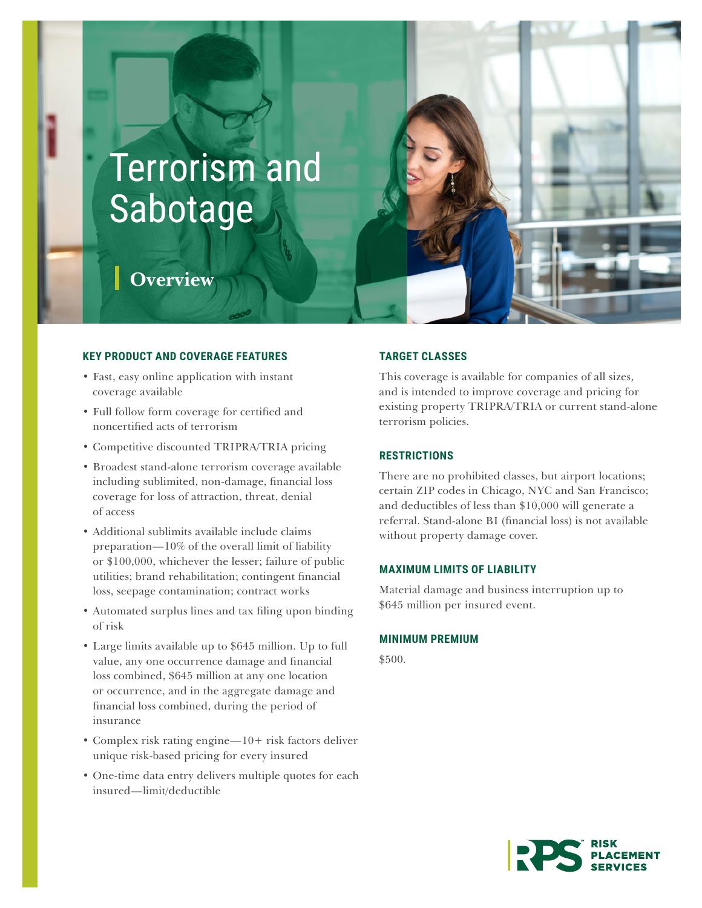# Terrorism and Sabotage

## Overview

### KEY PRODUCT AND COVERAGE FEATURES

- Fast, easy online application with instant coverage available
- Full follow form coverage for certified and noncertified acts of terrorism
- Competitive discounted TRIPRA/TRIA pricing
- Broadest stand-alone terrorism coverage available including sublimited, non-damage, financial loss coverage for loss of attraction, threat, denial of access
- Additional sublimits available include claims preparation—10% of the overall limit of liability or $100,000, whichever the lesser; failure of public utilities; brand rehabilitation; contingent financial loss, seepage contamination; contract works
- Automated surplus lines and tax filing upon binding of risk
- Large limits available up to $645 million. Up to full value, any one occurrence damage and financial loss combined, $645 million at any one location or occurrence, and in the aggregate damage and financial loss combined, during the period of insurance
- Complex risk rating engine—10+ risk factors deliver unique risk-based pricing for every insured
- One-time data entry delivers multiple quotes for each insured—limit/deductible

### TARGET CLASSES

This coverage is available for companies of all sizes, and is intended to improve coverage and pricing for existing property TRIPRA/TRIA or current stand-alone terrorism policies.

### RESTRICTIONS

There are no prohibited classes, but airport locations; certain ZIP codes in Chicago, NYC and San Francisco; and deductibles of less than $10,000 will generate a referral. Stand-alone BI (financial loss) is not available without property damage cover.

### MAXIMUM LIMITS OF LIABILITY

Material damage and business interruption up to $645 million per insured event.

### MINIMUM PREMIUM

$500.

RPS RISK PLACEMENT SERVICES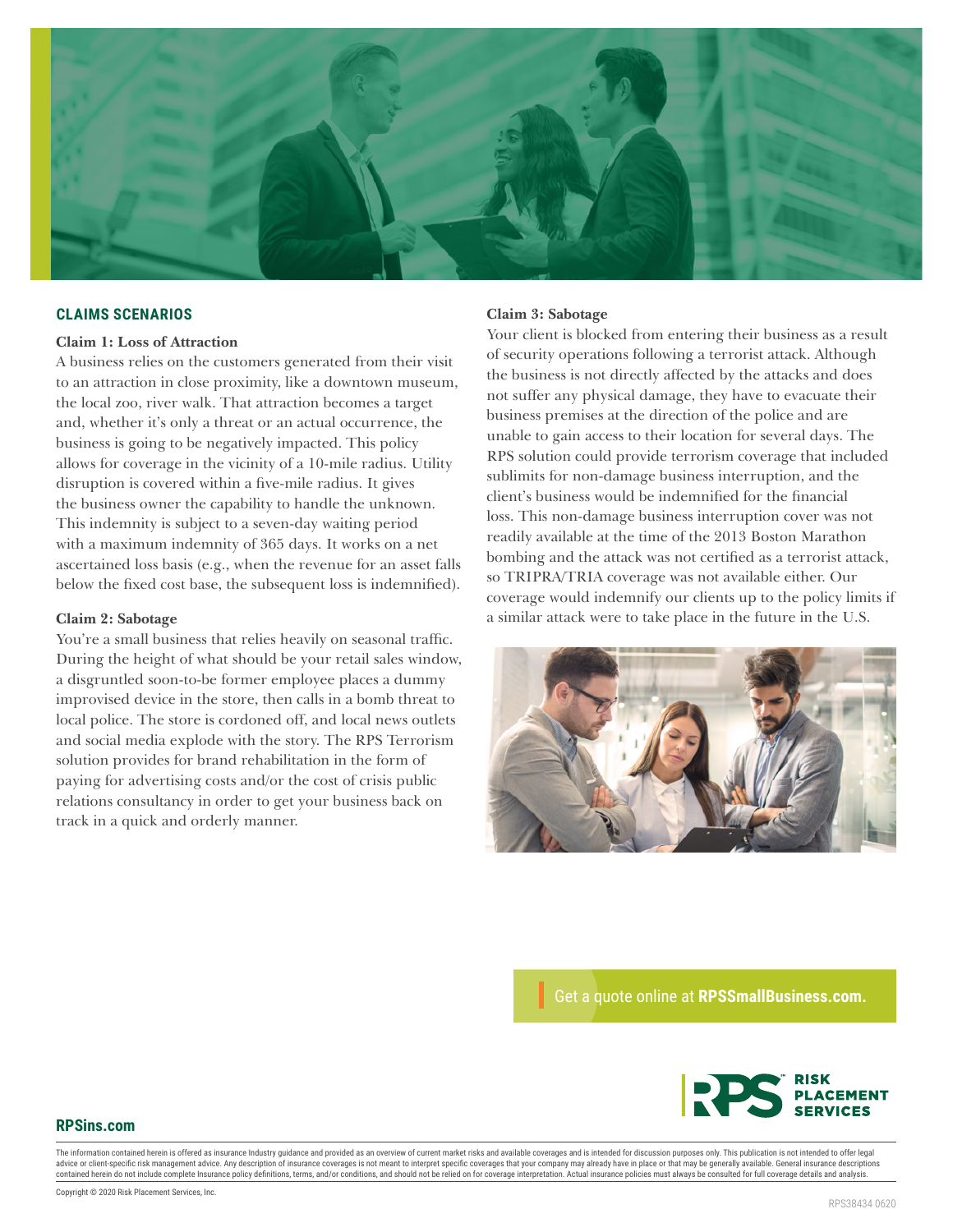## CLAIMS SCENARIOS

### Claim 1: Loss of Attraction

A business relies on the customers generated from their visit to an attraction in close proximity, like a downtown museum, the local zoo, river walk. That attraction becomes a target and, whether it's only a threat or an actual occurrence, the business is going to be negatively impacted. This policy allows for coverage in the vicinity of a 10-mile radius. Utility disruption is covered within a five-mile radius. It gives the business owner the capability to handle the unknown. This indemnity is subject to a seven-day waiting period with a maximum indemnity of 365 days. It works on a net ascertained loss basis (e.g., when the revenue for an asset falls below the fixed cost base, the subsequent loss is indemnified).

### Claim 2: Sabotage

You're a small business that relies heavily on seasonal traffic. During the height of what should be your retail sales window, a disgruntled soon-to-be former employee places a dummy improvised device in the store, then calls in a bomb threat to local police. The store is cordoned off, and local news outlets and social media explode with the story. The RPS Terrorism solution provides for brand rehabilitation in the form of paying for advertising costs and/or the cost of crisis public relations consultancy in order to get your business back on track in a quick and orderly manner.

### Claim 3: Sabotage

Your client is blocked from entering their business as a result of security operations following a terrorist attack. Although the business is not directly affected by the attacks and does not suffer any physical damage, they have to evacuate their business premises at the direction of the police and are unable to gain access to their location for several days. The RPS solution could provide terrorism coverage that included sublimits for non-damage business interruption, and the client's business would be indemnified for the financial loss. This non-damage business interruption cover was not readily available at the time of the 2013 Boston Marathon bombing and the attack was not certified as a terrorist attack, so TRIPRA/TRIA coverage was not available either. Our coverage would indemnify our clients up to the policy limits if a similar attack were to take place in the future in the U.S.

Get a quote online at **RPSSmallBusiness.com.**

RPS RISK PLACEMENT SERVICES

**RPSins.com**

The information contained herein is offered as insurance Industry guidance and provided as an overview of current market risks and available coverages and is intended for discussion purposes only. This publication is not intended to offer legal advice or client-specific risk management advice. Any description of insurance coverages is not meant to interpret specific coverages that your company may already have in place or that may be generally available. General insurance descriptions contained herein do not include complete Insurance policy definitions, terms, and/or conditions, and should not be relied on for coverage interpretation. Actual insurance policies must always be consulted for full coverage details and analysis.

Copyright © 2020 Risk Placement Services, Inc.

RPS38434 0620